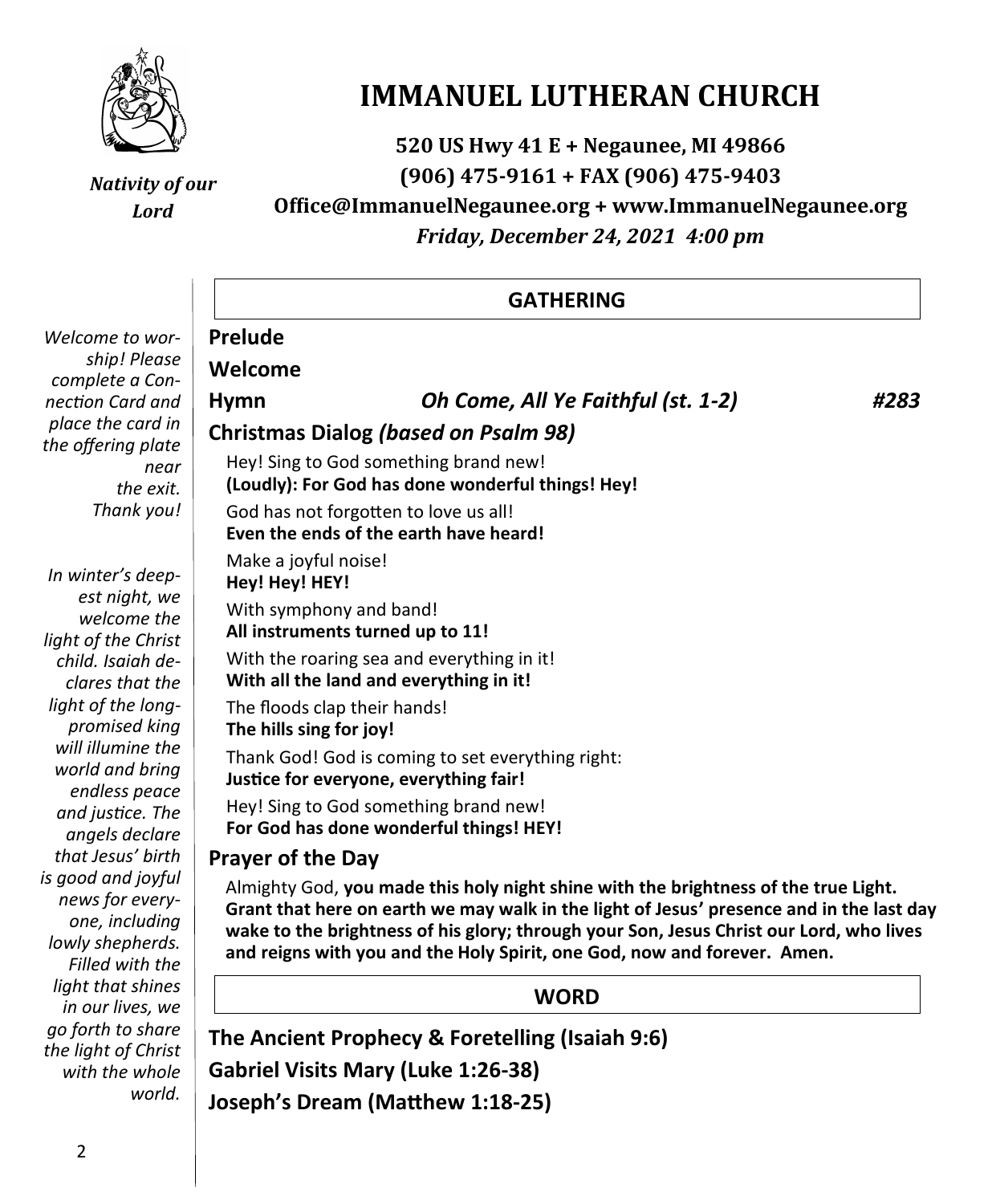*Nativity of our Lord*

# IMMANUEL LUTHERAN CHURCH

**520 US Hwy 41 E + Negaunee, MI 49866**
**(906) 475-9161 + FAX (906) 475-9403**
**Office@ImmanuelNegaunee.org + www.ImmanuelNegaunee.org**
***Friday, December 24, 2021 4:00 pm***

*Welcome to worship! Please complete a Connection Card and place the card in the offering plate near the exit. Thank you!*

*In winter's deepest night, we welcome the light of the Christ child. Isaiah declares that the light of the long-promised king will illumine the world and bring endless peace and justice. The angels declare that Jesus' birth is good and joyful news for everyone, including lowly shepherds. Filled with the light that shines in our lives, we go forth to share the light of Christ with the whole world.*

## GATHERING

**Prelude**

**Welcome**

**Hymn** ***Oh Come, All Ye Faithful (st. 1-2)*** ***#283***

**Christmas Dialog *(based on Psalm 98)***

Hey! Sing to God something brand new!
**(Loudly): For God has done wonderful things! Hey!**

God has not forgotten to love us all!
**Even the ends of the earth have heard!**

Make a joyful noise!
**Hey! Hey! HEY!**

With symphony and band!
**All instruments turned up to 11!**

With the roaring sea and everything in it!
**With all the land and everything in it!**

The floods clap their hands!
**The hills sing for joy!**

Thank God! God is coming to set everything right:
**Justice for everyone, everything fair!**

Hey! Sing to God something brand new!
**For God has done wonderful things! HEY!**

**Prayer of the Day**

Almighty God, **you made this holy night shine with the brightness of the true Light. Grant that here on earth we may walk in the light of Jesus' presence and in the last day wake to the brightness of his glory; through your Son, Jesus Christ our Lord, who lives and reigns with you and the Holy Spirit, one God, now and forever. Amen.**

## WORD

**The Ancient Prophecy & Foretelling (Isaiah 9:6)**

**Gabriel Visits Mary (Luke 1:26-38)**

**Joseph's Dream (Matthew 1:18-25)**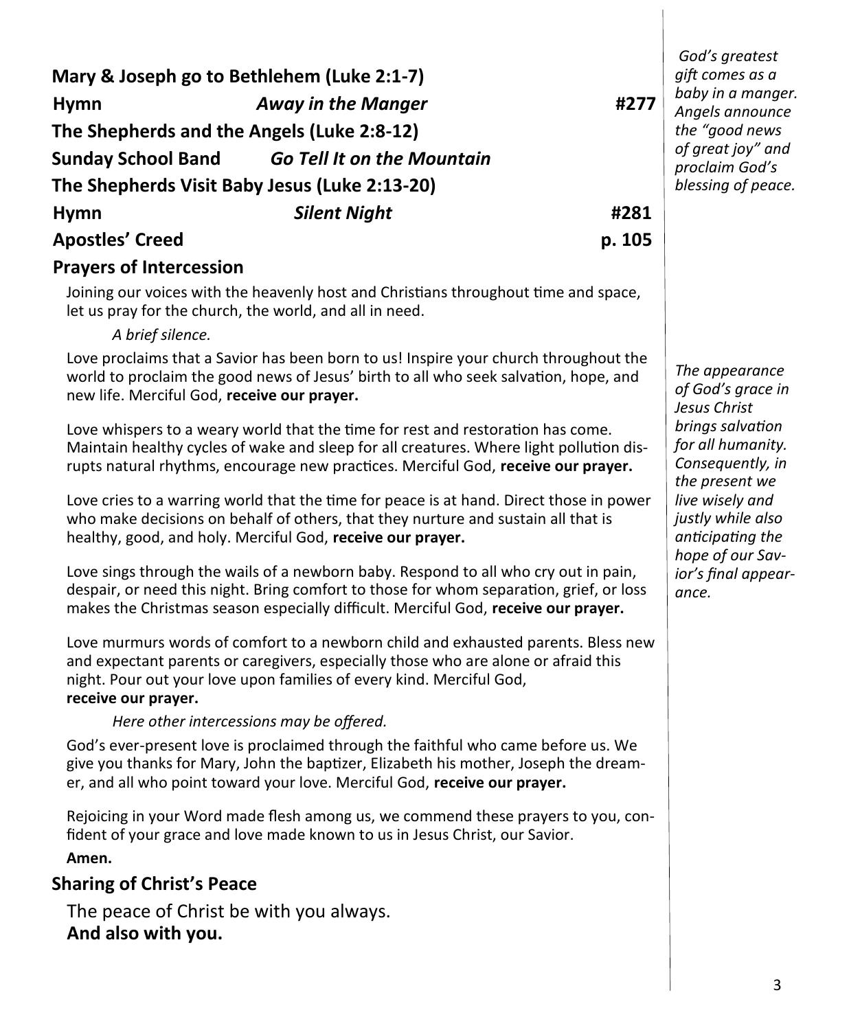**Mary & Joseph go to Bethlehem (Luke 2:1-7)**

**Hymn** — ***Away in the Manger*** — **#277**

**The Shepherds and the Angels (Luke 2:8-12)**

**Sunday School Band** — ***Go Tell It on the Mountain***

**The Shepherds Visit Baby Jesus (Luke 2:13-20)**

**Hymn** — ***Silent Night*** — **#281**

**Apostles' Creed** — **p. 105**

*God's greatest gift comes as a baby in a manger. Angels announce the "good news of great joy" and proclaim God's blessing of peace.*

## Prayers of Intercession

Joining our voices with the heavenly host and Christians throughout time and space, let us pray for the church, the world, and all in need.

*A brief silence.*

Love proclaims that a Savior has been born to us! Inspire your church throughout the world to proclaim the good news of Jesus' birth to all who seek salvation, hope, and new life. Merciful God, **receive our prayer.**

Love whispers to a weary world that the time for rest and restoration has come. Maintain healthy cycles of wake and sleep for all creatures. Where light pollution disrupts natural rhythms, encourage new practices. Merciful God, **receive our prayer.**

Love cries to a warring world that the time for peace is at hand. Direct those in power who make decisions on behalf of others, that they nurture and sustain all that is healthy, good, and holy. Merciful God, **receive our prayer.**

Love sings through the wails of a newborn baby. Respond to all who cry out in pain, despair, or need this night. Bring comfort to those for whom separation, grief, or loss makes the Christmas season especially difficult. Merciful God, **receive our prayer.**

Love murmurs words of comfort to a newborn child and exhausted parents. Bless new and expectant parents or caregivers, especially those who are alone or afraid this night. Pour out your love upon families of every kind. Merciful God, **receive our prayer.**

*Here other intercessions may be offered.*

God's ever-present love is proclaimed through the faithful who came before us. We give you thanks for Mary, John the baptizer, Elizabeth his mother, Joseph the dreamer, and all who point toward your love. Merciful God, **receive our prayer.**

Rejoicing in your Word made flesh among us, we commend these prayers to you, confident of your grace and love made known to us in Jesus Christ, our Savior.

**Amen.**

*The appearance of God's grace in Jesus Christ brings salvation for all humanity. Consequently, in the present we live wisely and justly while also anticipating the hope of our Savior's final appearance.*

## Sharing of Christ's Peace

The peace of Christ be with you always.
**And also with you.**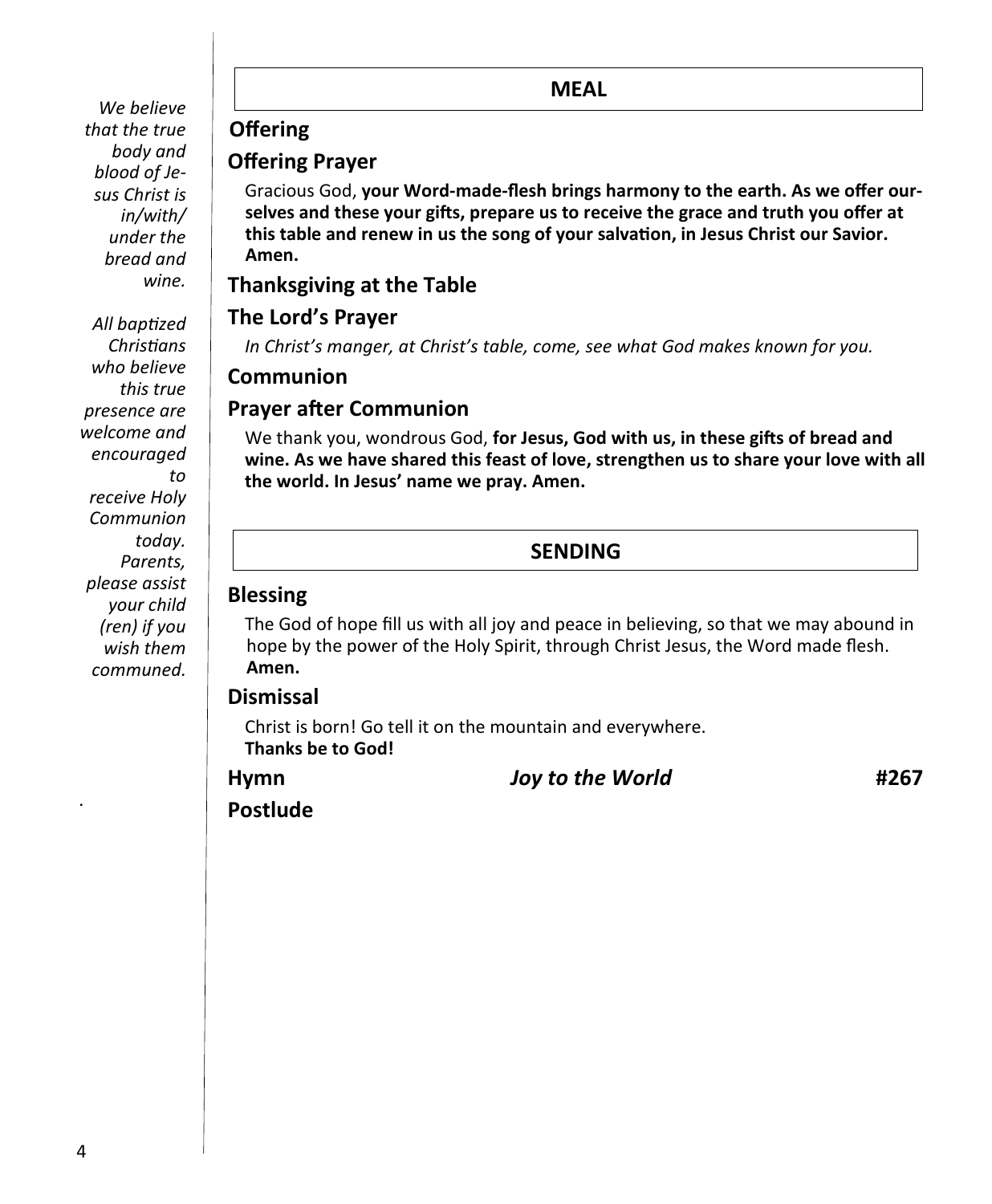## MEAL

### Offering

### Offering Prayer

Gracious God, **your Word-made-flesh brings harmony to the earth. As we offer ourselves and these your gifts, prepare us to receive the grace and truth you offer at this table and renew in us the song of your salvation, in Jesus Christ our Savior. Amen.**

### Thanksgiving at the Table

### The Lord's Prayer

*In Christ's manger, at Christ's table, come, see what God makes known for you.*

### Communion

*We believe that the true body and blood of Jesus Christ is in/with/under the bread and wine.*

*All baptized Christians who believe this true presence are welcome and encouraged to receive Holy Communion today. Parents, please assist your child(ren) if you wish them communed.*

### Prayer after Communion

We thank you, wondrous God, **for Jesus, God with us, in these gifts of bread and wine. As we have shared this feast of love, strengthen us to share your love with all the world. In Jesus' name we pray. Amen.**

## SENDING

### Blessing

The God of hope fill us with all joy and peace in believing, so that we may abound in hope by the power of the Holy Spirit, through Christ Jesus, the Word made flesh.
**Amen.**

### Dismissal

Christ is born! Go tell it on the mountain and everywhere.
**Thanks be to God!**

**Hymn** *Joy to the World* **#267**

### Postlude